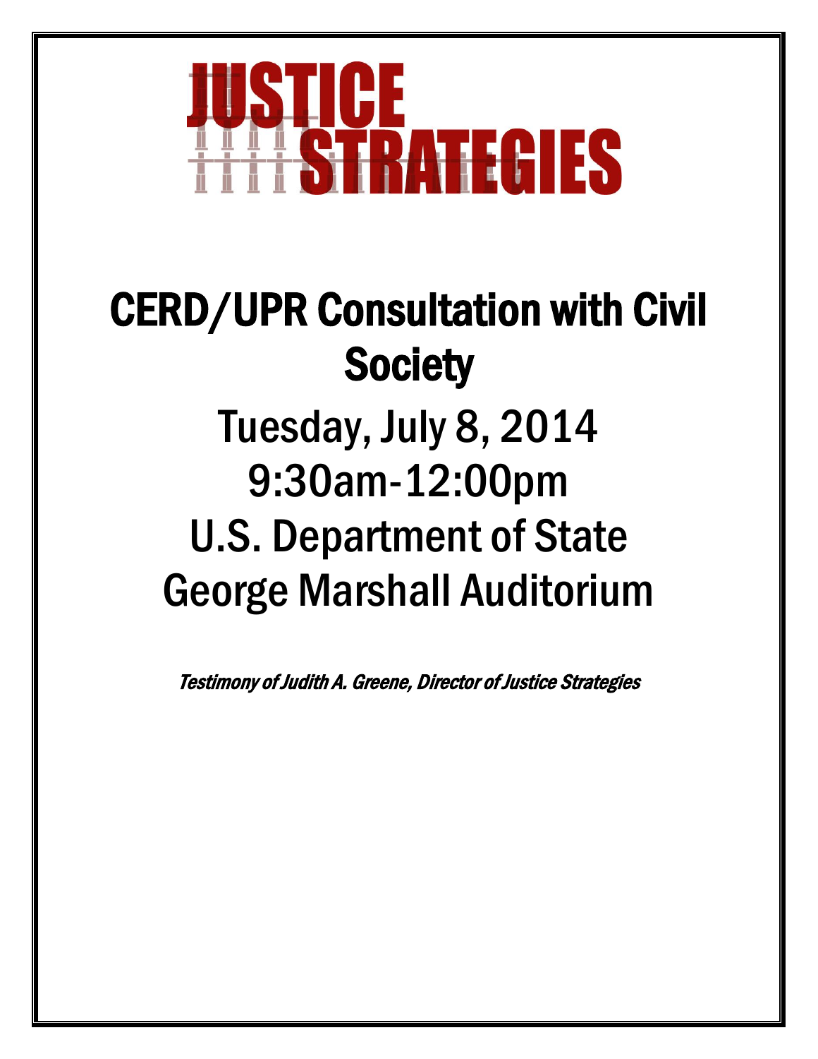# JUSTICE STRATEGIES

# CERD/UPR Consultation with Civil Society

## Tuesday, July 8, 2014
## 9:30am-12:00pm
## U.S. Department of State
## George Marshall Auditorium

*Testimony of Judith A. Greene, Director of Justice Strategies*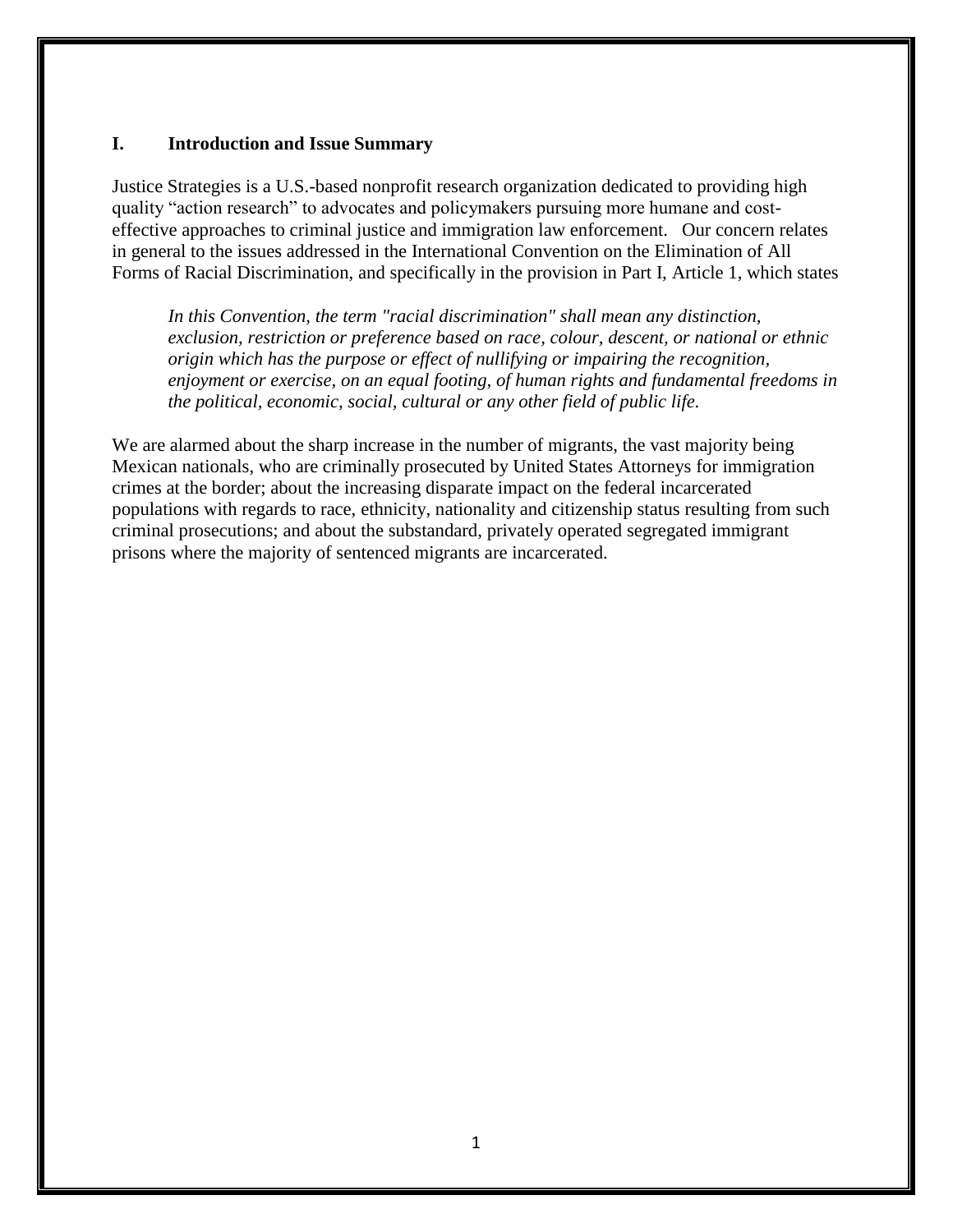## I. Introduction and Issue Summary

Justice Strategies is a U.S.-based nonprofit research organization dedicated to providing high quality "action research" to advocates and policymakers pursuing more humane and cost-effective approaches to criminal justice and immigration law enforcement. Our concern relates in general to the issues addressed in the International Convention on the Elimination of All Forms of Racial Discrimination, and specifically in the provision in Part I, Article 1, which states

> *In this Convention, the term "racial discrimination" shall mean any distinction, exclusion, restriction or preference based on race, colour, descent, or national or ethnic origin which has the purpose or effect of nullifying or impairing the recognition, enjoyment or exercise, on an equal footing, of human rights and fundamental freedoms in the political, economic, social, cultural or any other field of public life.*

We are alarmed about the sharp increase in the number of migrants, the vast majority being Mexican nationals, who are criminally prosecuted by United States Attorneys for immigration crimes at the border; about the increasing disparate impact on the federal incarcerated populations with regards to race, ethnicity, nationality and citizenship status resulting from such criminal prosecutions; and about the substandard, privately operated segregated immigrant prisons where the majority of sentenced migrants are incarcerated.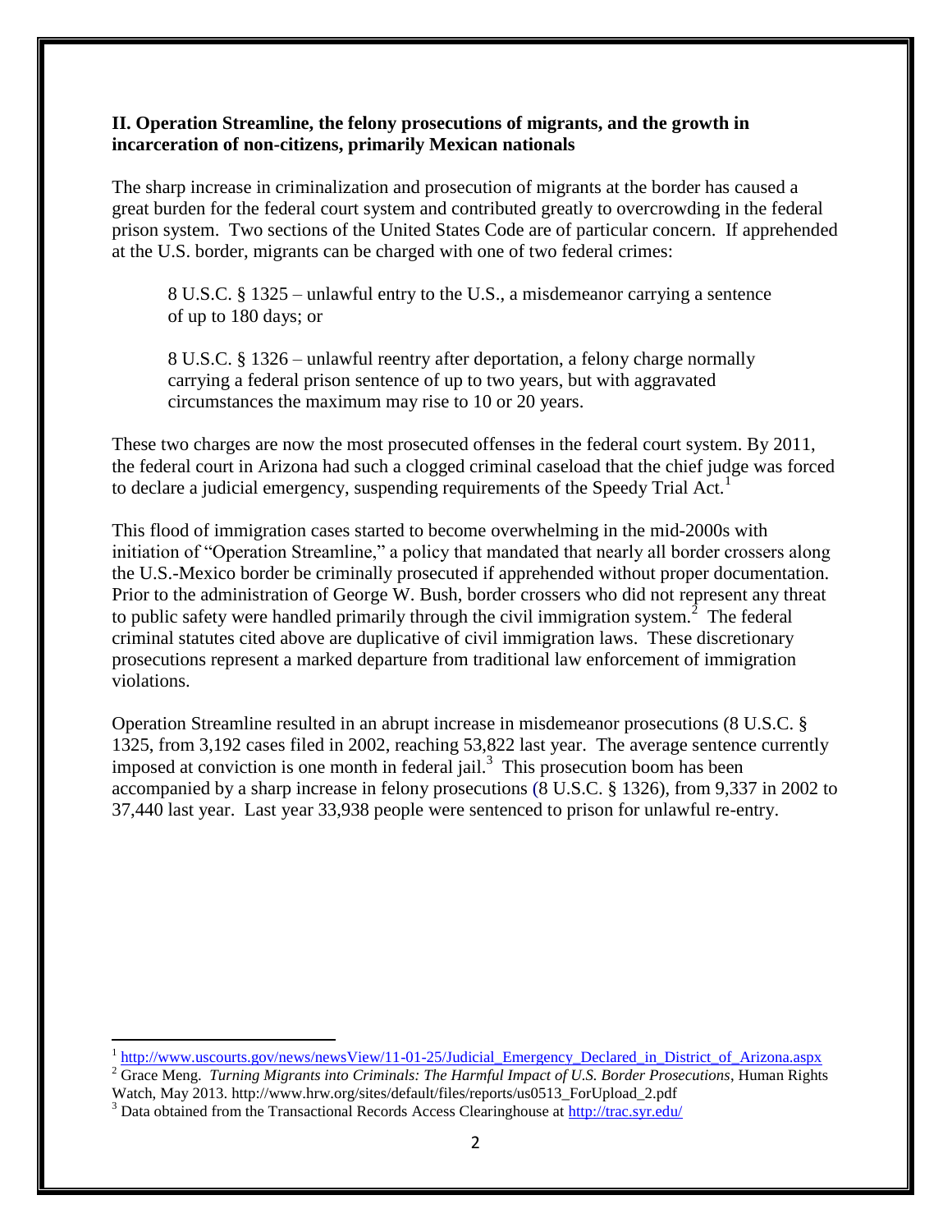**II. Operation Streamline, the felony prosecutions of migrants, and the growth in incarceration of non-citizens, primarily Mexican nationals**

The sharp increase in criminalization and prosecution of migrants at the border has caused a great burden for the federal court system and contributed greatly to overcrowding in the federal prison system. Two sections of the United States Code are of particular concern. If apprehended at the U.S. border, migrants can be charged with one of two federal crimes:

> 8 U.S.C. § 1325 – unlawful entry to the U.S., a misdemeanor carrying a sentence of up to 180 days; or
>
> 8 U.S.C. § 1326 – unlawful reentry after deportation, a felony charge normally carrying a federal prison sentence of up to two years, but with aggravated circumstances the maximum may rise to 10 or 20 years.

These two charges are now the most prosecuted offenses in the federal court system. By 2011, the federal court in Arizona had such a clogged criminal caseload that the chief judge was forced to declare a judicial emergency, suspending requirements of the Speedy Trial Act.[1]

This flood of immigration cases started to become overwhelming in the mid-2000s with initiation of "Operation Streamline," a policy that mandated that nearly all border crossers along the U.S.-Mexico border be criminally prosecuted if apprehended without proper documentation. Prior to the administration of George W. Bush, border crossers who did not represent any threat to public safety were handled primarily through the civil immigration system.[2] The federal criminal statutes cited above are duplicative of civil immigration laws. These discretionary prosecutions represent a marked departure from traditional law enforcement of immigration violations.

Operation Streamline resulted in an abrupt increase in misdemeanor prosecutions (8 U.S.C. § 1325, from 3,192 cases filed in 2002, reaching 53,822 last year. The average sentence currently imposed at conviction is one month in federal jail.[3] This prosecution boom has been accompanied by a sharp increase in felony prosecutions (8 U.S.C. § 1326), from 9,337 in 2002 to 37,440 last year. Last year 33,938 people were sentenced to prison for unlawful re-entry.

---

[1] http://www.uscourts.gov/news/newsView/11-01-25/Judicial_Emergency_Declared_in_District_of_Arizona.aspx

[2] Grace Meng. *Turning Migrants into Criminals: The Harmful Impact of U.S. Border Prosecutions*, Human Rights Watch, May 2013. http://www.hrw.org/sites/default/files/reports/us0513_ForUpload_2.pdf

[3] Data obtained from the Transactional Records Access Clearinghouse at http://trac.syr.edu/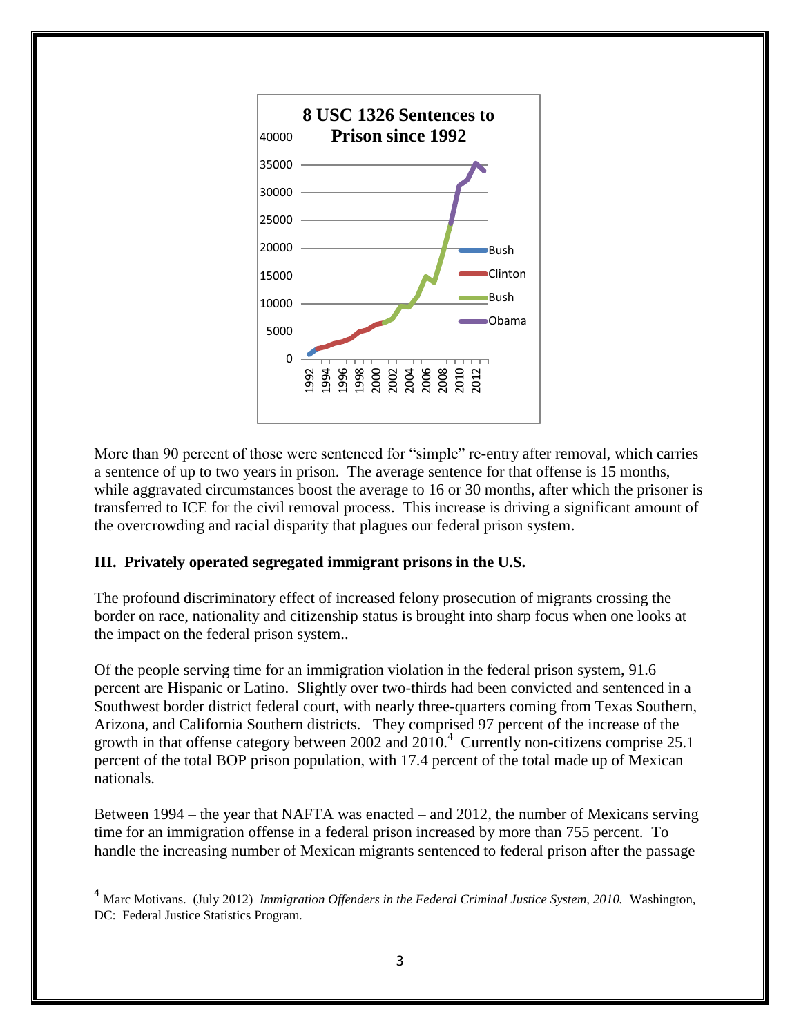More than 90 percent of those were sentenced for "simple" re-entry after removal, which carries a sentence of up to two years in prison. The average sentence for that offense is 15 months, while aggravated circumstances boost the average to 16 or 30 months, after which the prisoner is transferred to ICE for the civil removal process. This increase is driving a significant amount of the overcrowding and racial disparity that plagues our federal prison system.

**III. Privately operated segregated immigrant prisons in the U.S.**

The profound discriminatory effect of increased felony prosecution of migrants crossing the border on race, nationality and citizenship status is brought into sharp focus when one looks at the impact on the federal prison system..

Of the people serving time for an immigration violation in the federal prison system, 91.6 percent are Hispanic or Latino. Slightly over two-thirds had been convicted and sentenced in a Southwest border district federal court, with nearly three-quarters coming from Texas Southern, Arizona, and California Southern districts. They comprised 97 percent of the increase of the growth in that offense category between 2002 and 2010.[4] Currently non-citizens comprise 25.1 percent of the total BOP prison population, with 17.4 percent of the total made up of Mexican nationals.

Between 1994 – the year that NAFTA was enacted – and 2012, the number of Mexicans serving time for an immigration offense in a federal prison increased by more than 755 percent. To handle the increasing number of Mexican migrants sentenced to federal prison after the passage

[4] Marc Motivans. (July 2012) *Immigration Offenders in the Federal Criminal Justice System, 2010.* Washington, DC: Federal Justice Statistics Program.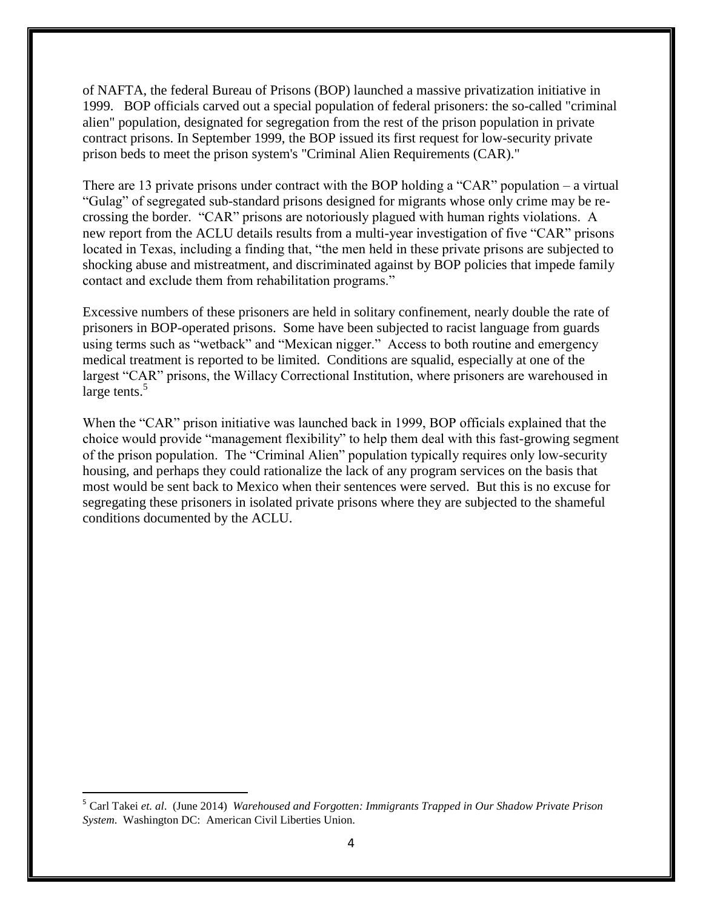of NAFTA, the federal Bureau of Prisons (BOP) launched a massive privatization initiative in 1999. BOP officials carved out a special population of federal prisoners: the so-called "criminal alien" population, designated for segregation from the rest of the prison population in private contract prisons. In September 1999, the BOP issued its first request for low-security private prison beds to meet the prison system's "Criminal Alien Requirements (CAR)."

There are 13 private prisons under contract with the BOP holding a "CAR" population – a virtual "Gulag" of segregated sub-standard prisons designed for migrants whose only crime may be re-crossing the border. "CAR" prisons are notoriously plagued with human rights violations. A new report from the ACLU details results from a multi-year investigation of five "CAR" prisons located in Texas, including a finding that, "the men held in these private prisons are subjected to shocking abuse and mistreatment, and discriminated against by BOP policies that impede family contact and exclude them from rehabilitation programs."

Excessive numbers of these prisoners are held in solitary confinement, nearly double the rate of prisoners in BOP-operated prisons. Some have been subjected to racist language from guards using terms such as "wetback" and "Mexican nigger." Access to both routine and emergency medical treatment is reported to be limited. Conditions are squalid, especially at one of the largest "CAR" prisons, the Willacy Correctional Institution, where prisoners are warehoused in large tents.[5]

When the "CAR" prison initiative was launched back in 1999, BOP officials explained that the choice would provide "management flexibility" to help them deal with this fast-growing segment of the prison population. The "Criminal Alien" population typically requires only low-security housing, and perhaps they could rationalize the lack of any program services on the basis that most would be sent back to Mexico when their sentences were served. But this is no excuse for segregating these prisoners in isolated private prisons where they are subjected to the shameful conditions documented by the ACLU.

---

[5] Carl Takei *et. al*. (June 2014) *Warehoused and Forgotten: Immigrants Trapped in Our Shadow Private Prison System*. Washington DC: American Civil Liberties Union.